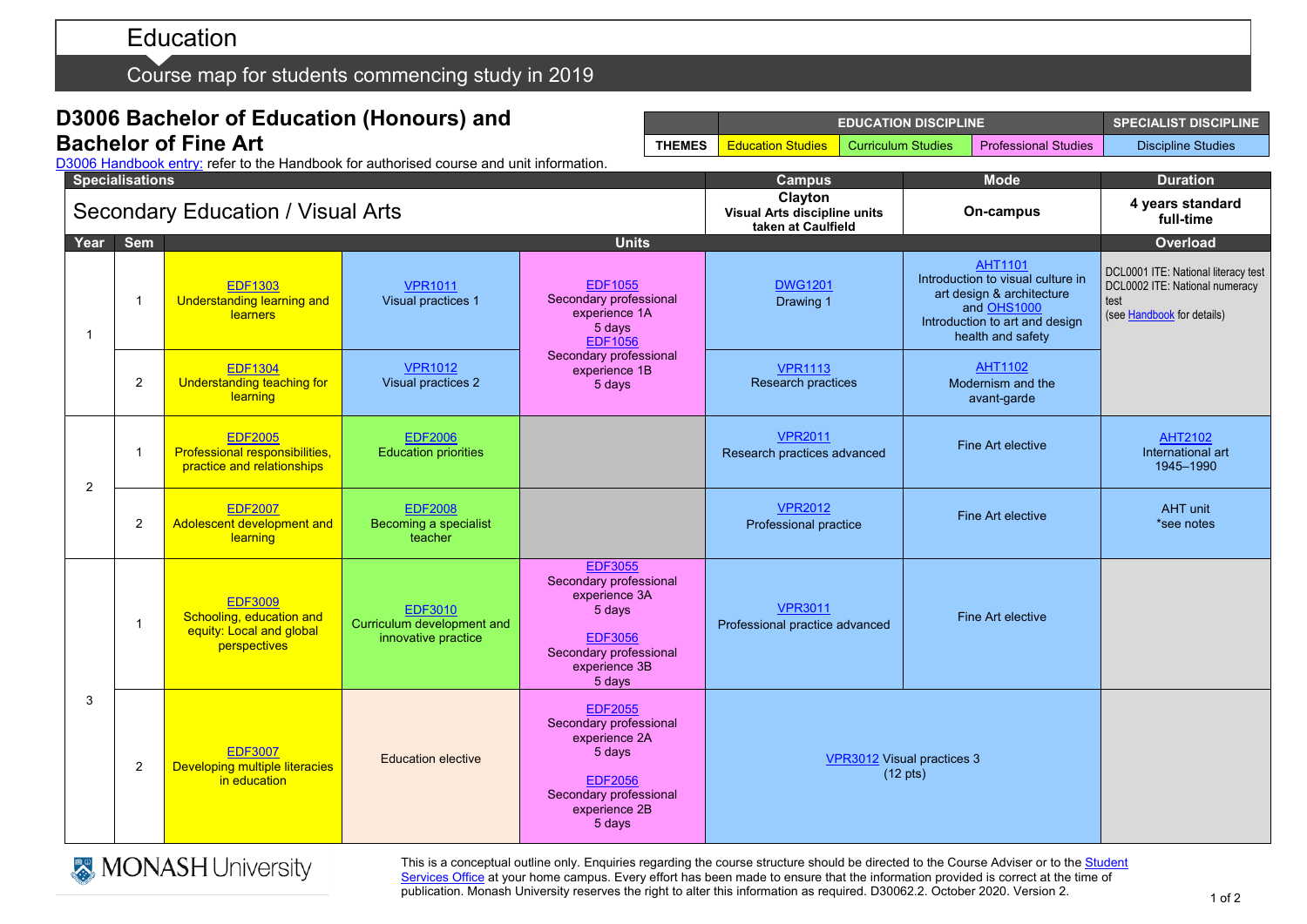# Education

Course map for students commencing study in 2019

## D3006 Bachelor of Education (Honours) and Bachelor of Fine Art

D3006 Handbook entry: refer to the Handbook for authorised course and unit information.

| | EDUCATION DISCIPLINE | | | SPECIALIST DISCIPLINE |
|---|---|---|---|---|
| THEMES | Education Studies | Curriculum Studies | Professional Studies | Discipline Studies |

| Specialisations | Campus | Mode | Duration |
|---|---|---|---|
| Secondary Education / Visual Arts | Clayton<br>Visual Arts discipline units taken at Caulfield | On-campus | 4 years standard full-time |

| Year | Sem | Units | | | | | Overload |
|---|---|---|---|---|---|---|---|
| 1 | 1 | EDF1303<br>Understanding learning and learners | VPR1011<br>Visual practices 1 | EDF1055<br>Secondary professional experience 1A<br>5 days<br>EDF1056<br>Secondary professional experience 1B<br>5 days | DWG1201<br>Drawing 1 | AHT1101<br>Introduction to visual culture in art design & architecture and OHS1000<br>Introduction to art and design health and safety | DCL0001 ITE: National literacy test<br>DCL0002 ITE: National numeracy test<br>(see Handbook for details) |
| 1 | 2 | EDF1304<br>Understanding teaching for learning | VPR1012<br>Visual practices 2 | | VPR1113<br>Research practices | AHT1102<br>Modernism and the avant-garde | |
| 2 | 1 | EDF2005<br>Professional responsibilities, practice and relationships | EDF2006<br>Education priorities | | VPR2011<br>Research practices advanced | Fine Art elective | AHT2102<br>International art 1945–1990 |
| 2 | 2 | EDF2007<br>Adolescent development and learning | EDF2008<br>Becoming a specialist teacher | | VPR2012<br>Professional practice | Fine Art elective | AHT unit<br>*see notes |
| 3 | 1 | EDF3009<br>Schooling, education and equity: Local and global perspectives | EDF3010<br>Curriculum development and innovative practice | EDF3055<br>Secondary professional experience 3A<br>5 days<br>EDF3056<br>Secondary professional experience 3B<br>5 days | VPR3011<br>Professional practice advanced | Fine Art elective | |
| 3 | 2 | EDF3007<br>Developing multiple literacies in education | Education elective | EDF2055<br>Secondary professional experience 2A<br>5 days<br>EDF2056<br>Secondary professional experience 2B<br>5 days | VPR3012 Visual practices 3<br>(12 pts) | | |

MONASH University

This is a conceptual outline only. Enquiries regarding the course structure should be directed to the Course Adviser or to the Student Services Office at your home campus. Every effort has been made to ensure that the information provided is correct at the time of publication. Monash University reserves the right to alter this information as required. D30062.2. October 2020. Version 2.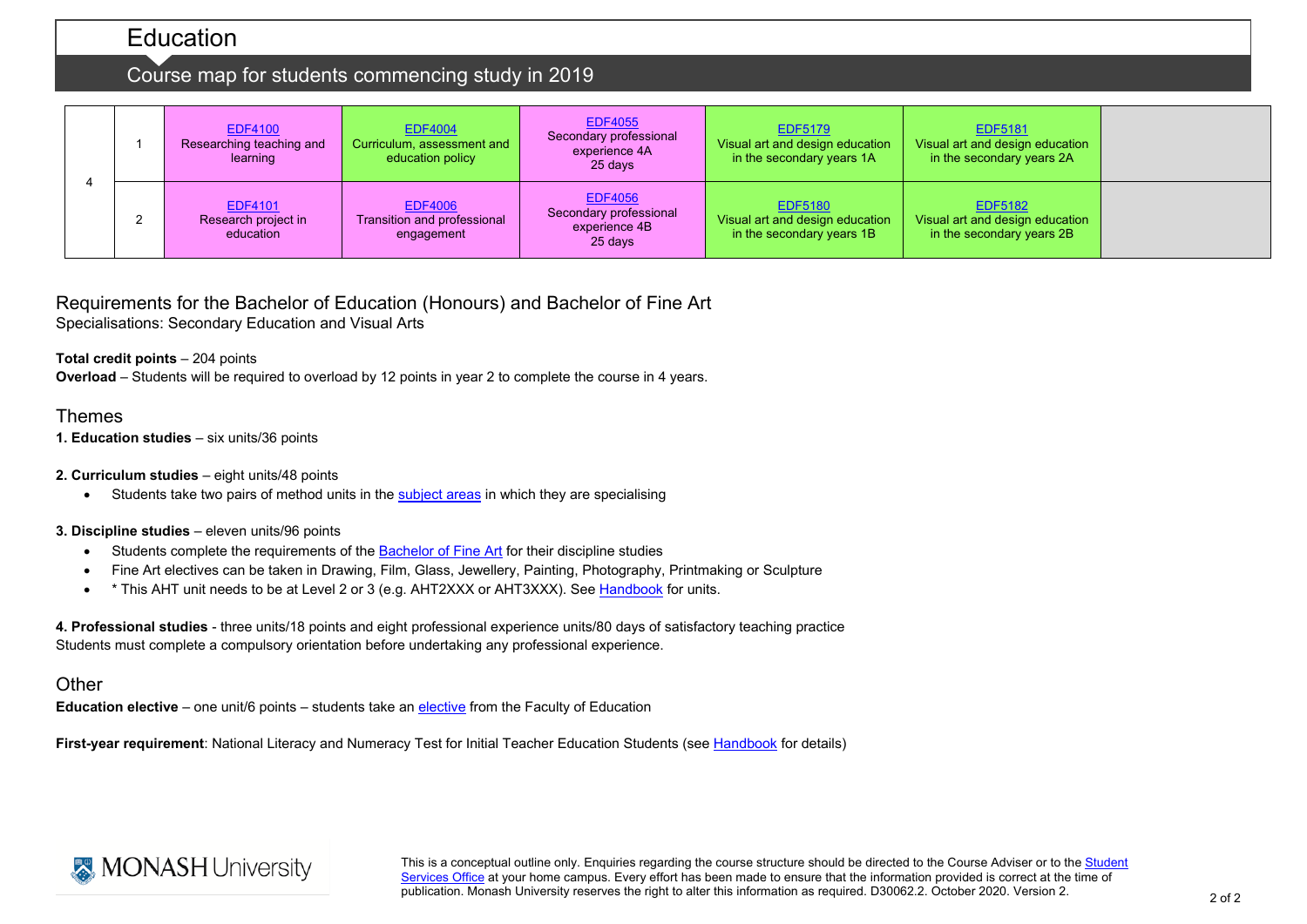# Education

## Course map for students commencing study in 2019

| | | | | | | | |
|---|---|---|---|---|---|---|---|
| 4 | 1 | EDF4100 Researching teaching and learning | EDF4004 Curriculum, assessment and education policy | EDF4055 Secondary professional experience 4A 25 days | EDF5179 Visual art and design education in the secondary years 1A | EDF5181 Visual art and design education in the secondary years 2A | |
| | 2 | EDF4101 Research project in education | EDF4006 Transition and professional engagement | EDF4056 Secondary professional experience 4B 25 days | EDF5180 Visual art and design education in the secondary years 1B | EDF5182 Visual art and design education in the secondary years 2B | |

## Requirements for the Bachelor of Education (Honours) and Bachelor of Fine Art

Specialisations: Secondary Education and Visual Arts

**Total credit points** – 204 points
**Overload** – Students will be required to overload by 12 points in year 2 to complete the course in 4 years.

## Themes

**1. Education studies** – six units/36 points

**2. Curriculum studies** – eight units/48 points

- Students take two pairs of method units in the subject areas in which they are specialising

**3. Discipline studies** – eleven units/96 points

- Students complete the requirements of the Bachelor of Fine Art for their discipline studies
- Fine Art electives can be taken in Drawing, Film, Glass, Jewellery, Painting, Photography, Printmaking or Sculpture
- * This AHT unit needs to be at Level 2 or 3 (e.g. AHT2XXX or AHT3XXX). See Handbook for units.

**4. Professional studies** - three units/18 points and eight professional experience units/80 days of satisfactory teaching practice
Students must complete a compulsory orientation before undertaking any professional experience.

## Other

**Education elective** – one unit/6 points – students take an elective from the Faculty of Education

**First-year requirement**: National Literacy and Numeracy Test for Initial Teacher Education Students (see Handbook for details)

MONASH University

This is a conceptual outline only. Enquiries regarding the course structure should be directed to the Course Adviser or to the Student Services Office at your home campus. Every effort has been made to ensure that the information provided is correct at the time of publication. Monash University reserves the right to alter this information as required. D30062.2. October 2020. Version 2.